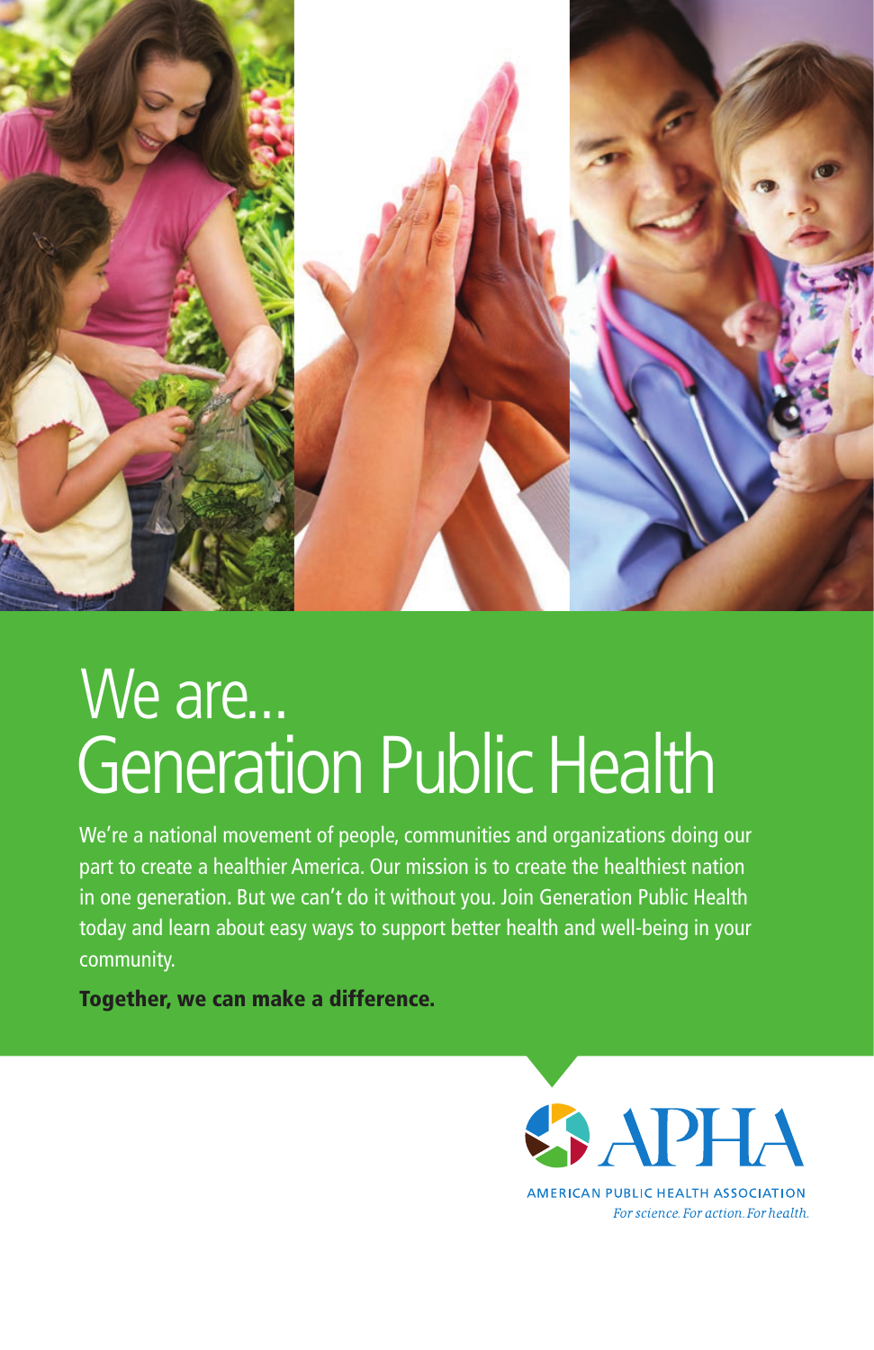# We are... Generation Public Health

We're a national movement of people, communities and organizations doing our part to create a healthier America. Our mission is to create the healthiest nation in one generation. But we can't do it without you. Join Generation Public Health today and learn about easy ways to support better health and well-being in your community.

**Together, we can make a difference.**

APHA

AMERICAN PUBLIC HEALTH ASSOCIATION

*For science. For action. For health.*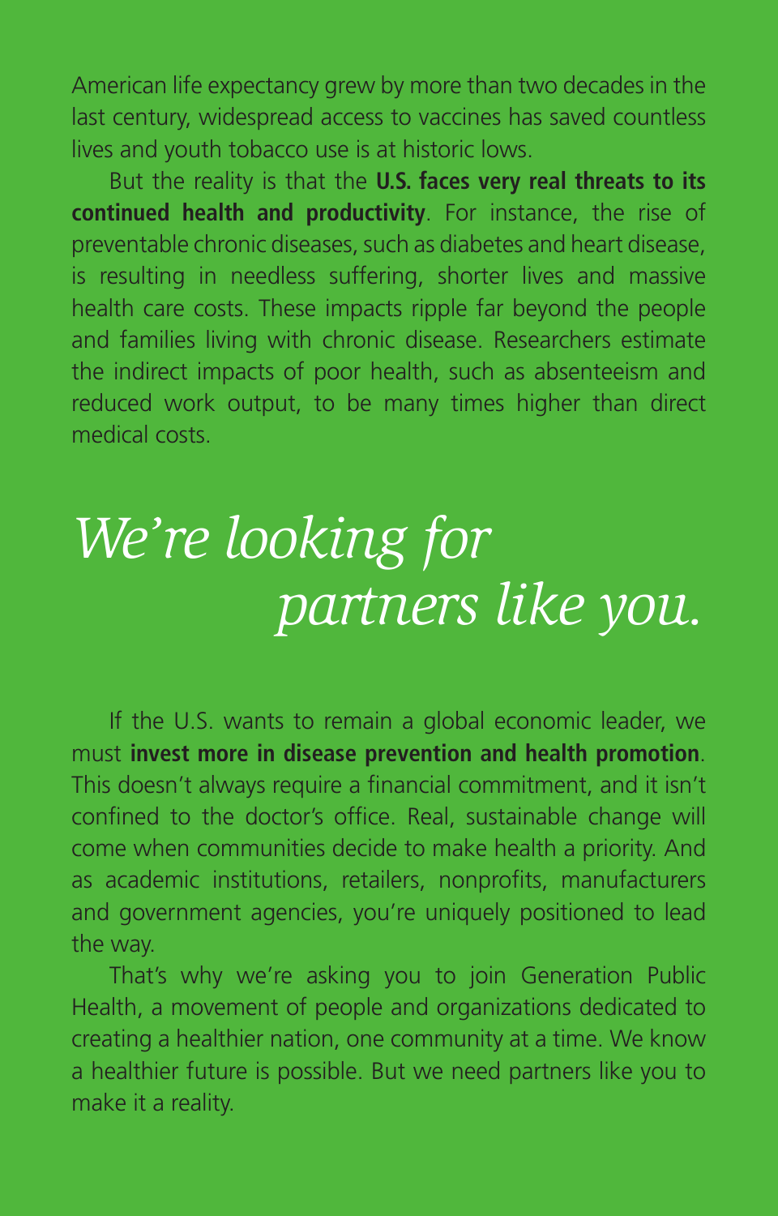American life expectancy grew by more than two decades in the last century, widespread access to vaccines has saved countless lives and youth tobacco use is at historic lows.

But the reality is that the **U.S. faces very real threats to its continued health and productivity**. For instance, the rise of preventable chronic diseases, such as diabetes and heart disease, is resulting in needless suffering, shorter lives and massive health care costs. These impacts ripple far beyond the people and families living with chronic disease. Researchers estimate the indirect impacts of poor health, such as absenteeism and reduced work output, to be many times higher than direct medical costs.

## *We're looking for partners like you.*

If the U.S. wants to remain a global economic leader, we must **invest more in disease prevention and health promotion**. This doesn't always require a financial commitment, and it isn't confined to the doctor's office. Real, sustainable change will come when communities decide to make health a priority. And as academic institutions, retailers, nonprofits, manufacturers and government agencies, you're uniquely positioned to lead the way.

That's why we're asking you to join Generation Public Health, a movement of people and organizations dedicated to creating a healthier nation, one community at a time. We know a healthier future is possible. But we need partners like you to make it a reality.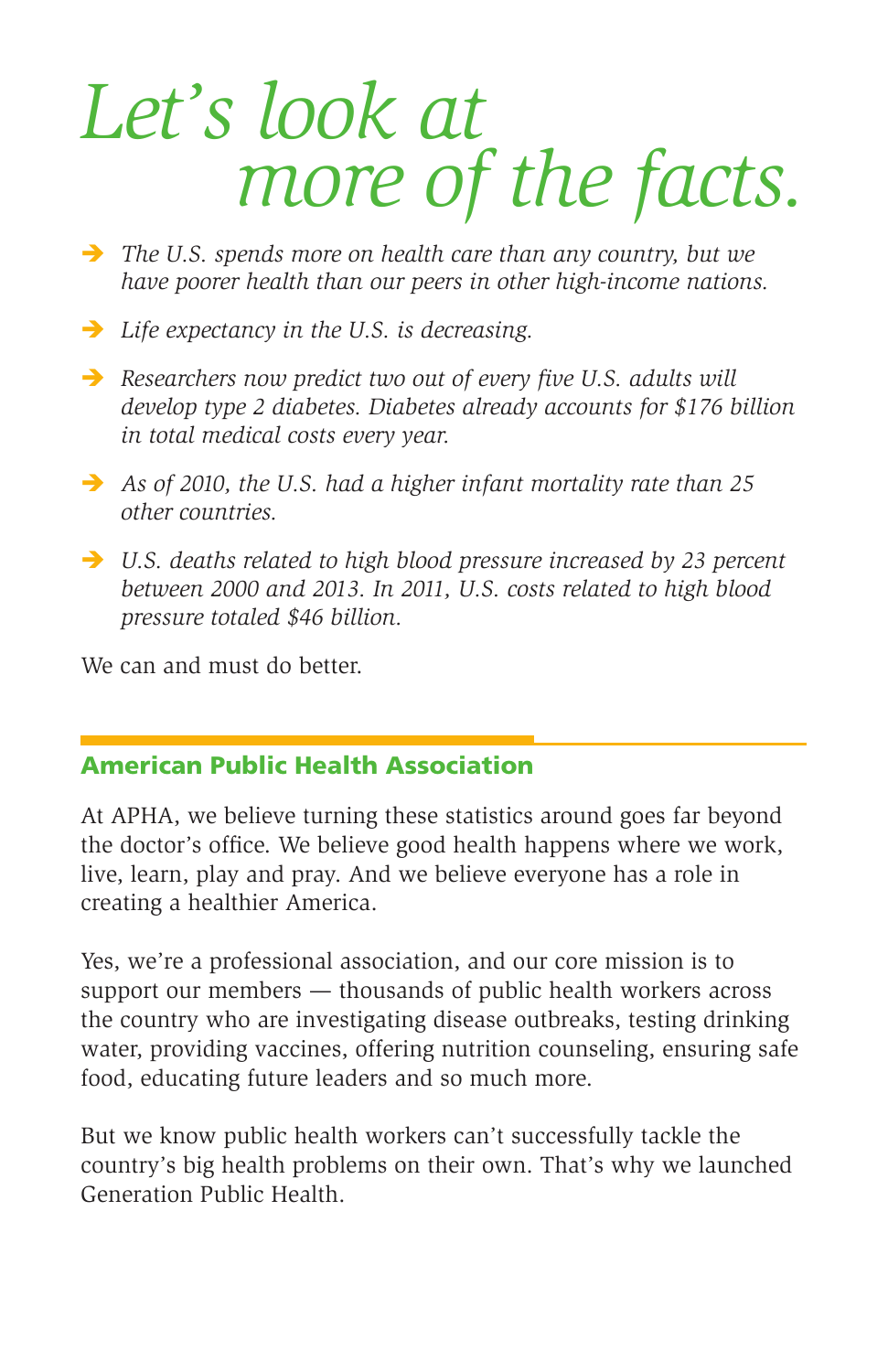# *Let's look at more of the facts.*

- *The U.S. spends more on health care than any country, but we have poorer health than our peers in other high-income nations.*
- *Life expectancy in the U.S. is decreasing.*
- *Researchers now predict two out of every five U.S. adults will develop type 2 diabetes. Diabetes already accounts for $176 billion in total medical costs every year.*
- *As of 2010, the U.S. had a higher infant mortality rate than 25 other countries.*
- *U.S. deaths related to high blood pressure increased by 23 percent between 2000 and 2013. In 2011, U.S. costs related to high blood pressure totaled $46 billion.*

We can and must do better.

## American Public Health Association

At APHA, we believe turning these statistics around goes far beyond the doctor's office. We believe good health happens where we work, live, learn, play and pray. And we believe everyone has a role in creating a healthier America.

Yes, we're a professional association, and our core mission is to support our members — thousands of public health workers across the country who are investigating disease outbreaks, testing drinking water, providing vaccines, offering nutrition counseling, ensuring safe food, educating future leaders and so much more.

But we know public health workers can't successfully tackle the country's big health problems on their own. That's why we launched Generation Public Health.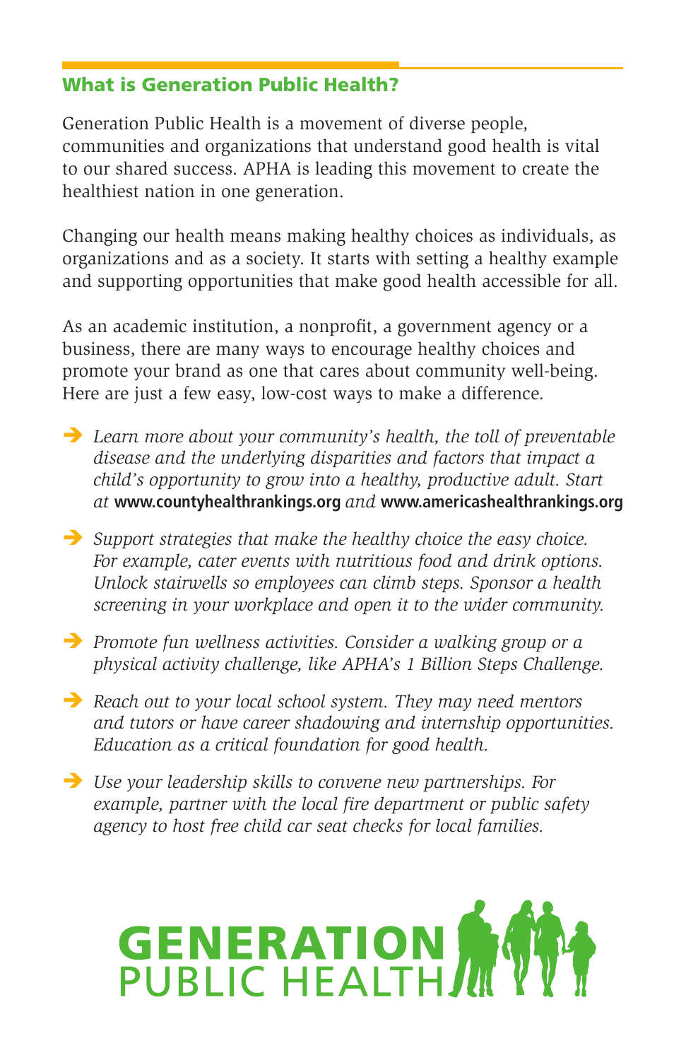## What is Generation Public Health?

Generation Public Health is a movement of diverse people, communities and organizations that understand good health is vital to our shared success. APHA is leading this movement to create the healthiest nation in one generation.

Changing our health means making healthy choices as individuals, as organizations and as a society. It starts with setting a healthy example and supporting opportunities that make good health accessible for all.

As an academic institution, a nonprofit, a government agency or a business, there are many ways to encourage healthy choices and promote your brand as one that cares about community well-being. Here are just a few easy, low-cost ways to make a difference.

- *Learn more about your community's health, the toll of preventable disease and the underlying disparities and factors that impact a child's opportunity to grow into a healthy, productive adult. Start at* **www.countyhealthrankings.org** *and* **www.americashealthrankings.org**
- *Support strategies that make the healthy choice the easy choice. For example, cater events with nutritious food and drink options. Unlock stairwells so employees can climb steps. Sponsor a health screening in your workplace and open it to the wider community.*
- *Promote fun wellness activities. Consider a walking group or a physical activity challenge, like APHA's 1 Billion Steps Challenge.*
- *Reach out to your local school system. They may need mentors and tutors or have career shadowing and internship opportunities. Education as a critical foundation for good health.*
- *Use your leadership skills to convene new partnerships. For example, partner with the local fire department or public safety agency to host free child car seat checks for local families.*

GENERATION PUBLIC HEALTH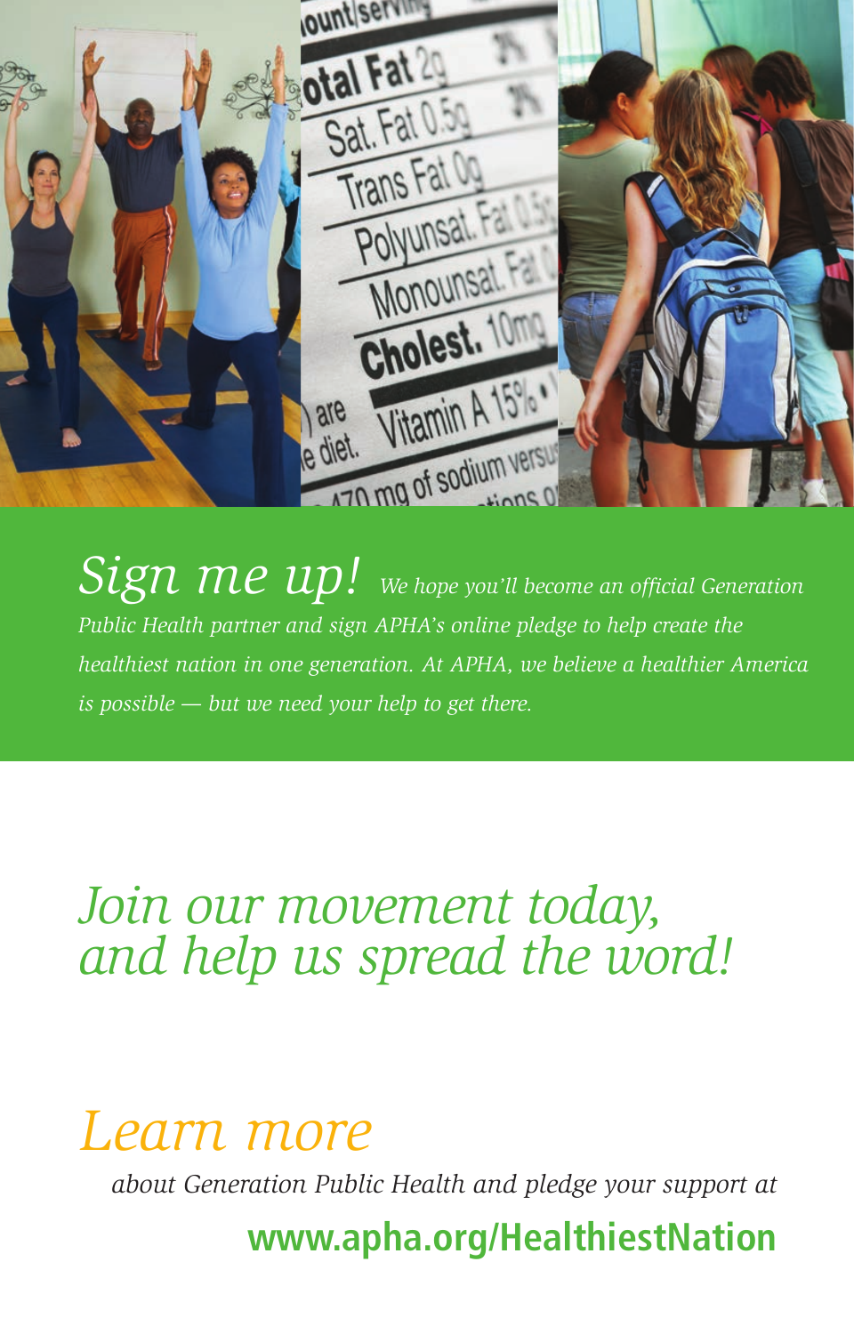*Sign me up!* *We hope you'll become an official Generation Public Health partner and sign APHA's online pledge to help create the healthiest nation in one generation. At APHA, we believe a healthier America is possible — but we need your help to get there.*

## *Join our movement today, and help us spread the word!*

## *Learn more*

*about Generation Public Health and pledge your support at*

**www.apha.org/HealthiestNation**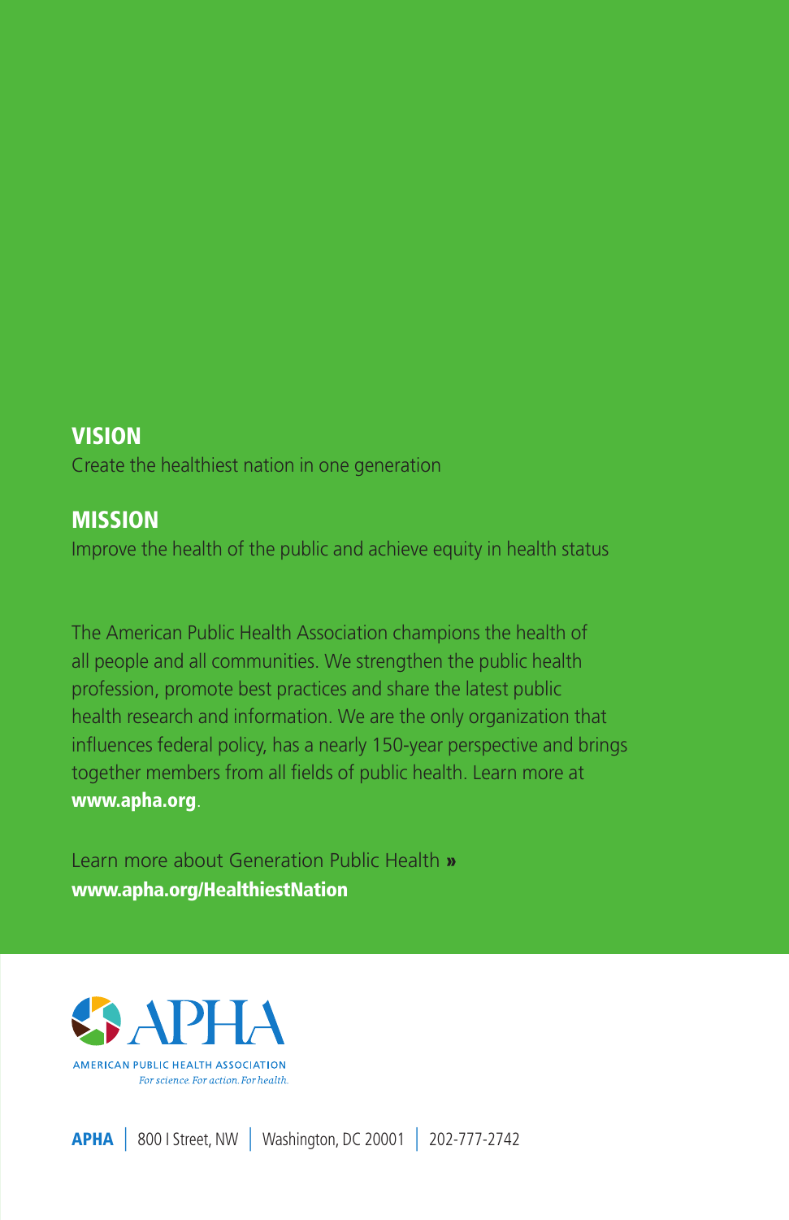## VISION

Create the healthiest nation in one generation

## MISSION

Improve the health of the public and achieve equity in health status

The American Public Health Association champions the health of all people and all communities. We strengthen the public health profession, promote best practices and share the latest public health research and information. We are the only organization that influences federal policy, has a nearly 150-year perspective and brings together members from all fields of public health. Learn more at **www.apha.org**.

Learn more about Generation Public Health **»**
**www.apha.org/HealthiestNation**

APHA
AMERICAN PUBLIC HEALTH ASSOCIATION
*For science. For action. For health.*

**APHA** | 800 I Street, NW | Washington, DC 20001 | 202-777-2742